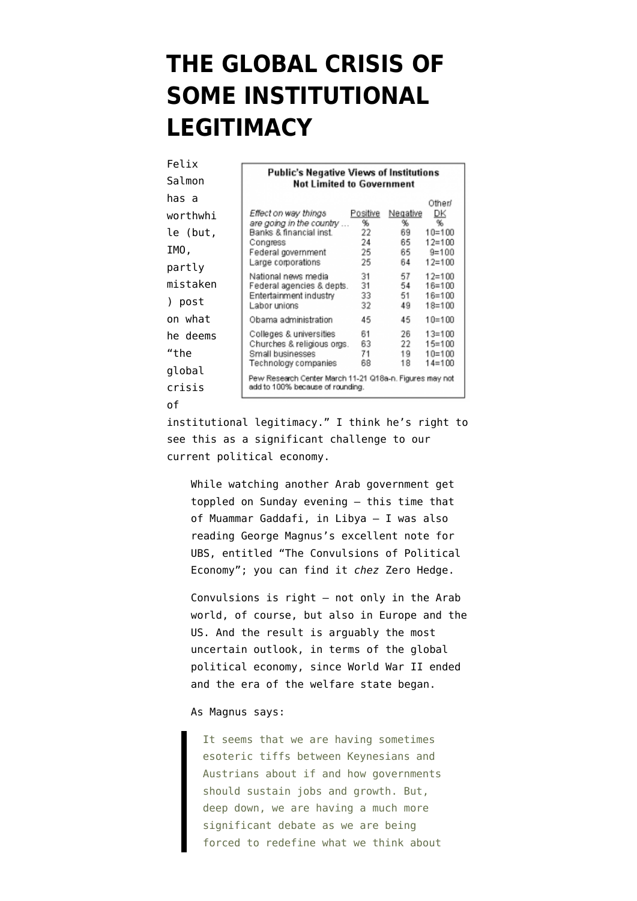# THE GLOBAL CRISIS OF SOME INSTITUTIONAL LEGITIMACY

**Public's Negative Views of Institutions Not Limited to Government**

| Effect on way things are going in the country ... | Positive % | Negative % | Other/ DK % |
|---|---|---|---|
| Banks & financial inst. | 22 | 69 | 10=100 |
| Congress | 24 | 65 | 12=100 |
| Federal government | 25 | 65 | 9=100 |
| Large corporations | 25 | 64 | 12=100 |
| National news media | 31 | 57 | 12=100 |
| Federal agencies & depts. | 31 | 54 | 16=100 |
| Entertainment industry | 33 | 51 | 16=100 |
| Labor unions | 32 | 49 | 18=100 |
| Obama administration | 45 | 45 | 10=100 |
| Colleges & universities | 61 | 26 | 13=100 |
| Churches & religious orgs. | 63 | 22 | 15=100 |
| Small businesses | 71 | 19 | 10=100 |
| Technology companies | 68 | 18 | 14=100 |

Pew Research Center March 11-21 Q18a-n. Figures may not add to 100% because of rounding.

Felix Salmon has a worthwhile (but, IMO, partly mistaken) post on what he deems "the global crisis of institutional legitimacy." I think he's right to see this as a significant challenge to our current political economy.

> While watching another Arab government get toppled on Sunday evening — this time that of Muammar Gaddafi, in Libya — I was also reading George Magnus's excellent note for UBS, entitled "The Convulsions of Political Economy"; you can find it *chez* Zero Hedge.
>
> Convulsions is right — not only in the Arab world, of course, but also in Europe and the US. And the result is arguably the most uncertain outlook, in terms of the global political economy, since World War II ended and the era of the welfare state began.
>
> As Magnus says:
>
> > It seems that we are having sometimes esoteric tiffs between Keynesians and Austrians about if and how governments should sustain jobs and growth. But, deep down, we are having a much more significant debate as we are being forced to redefine what we think about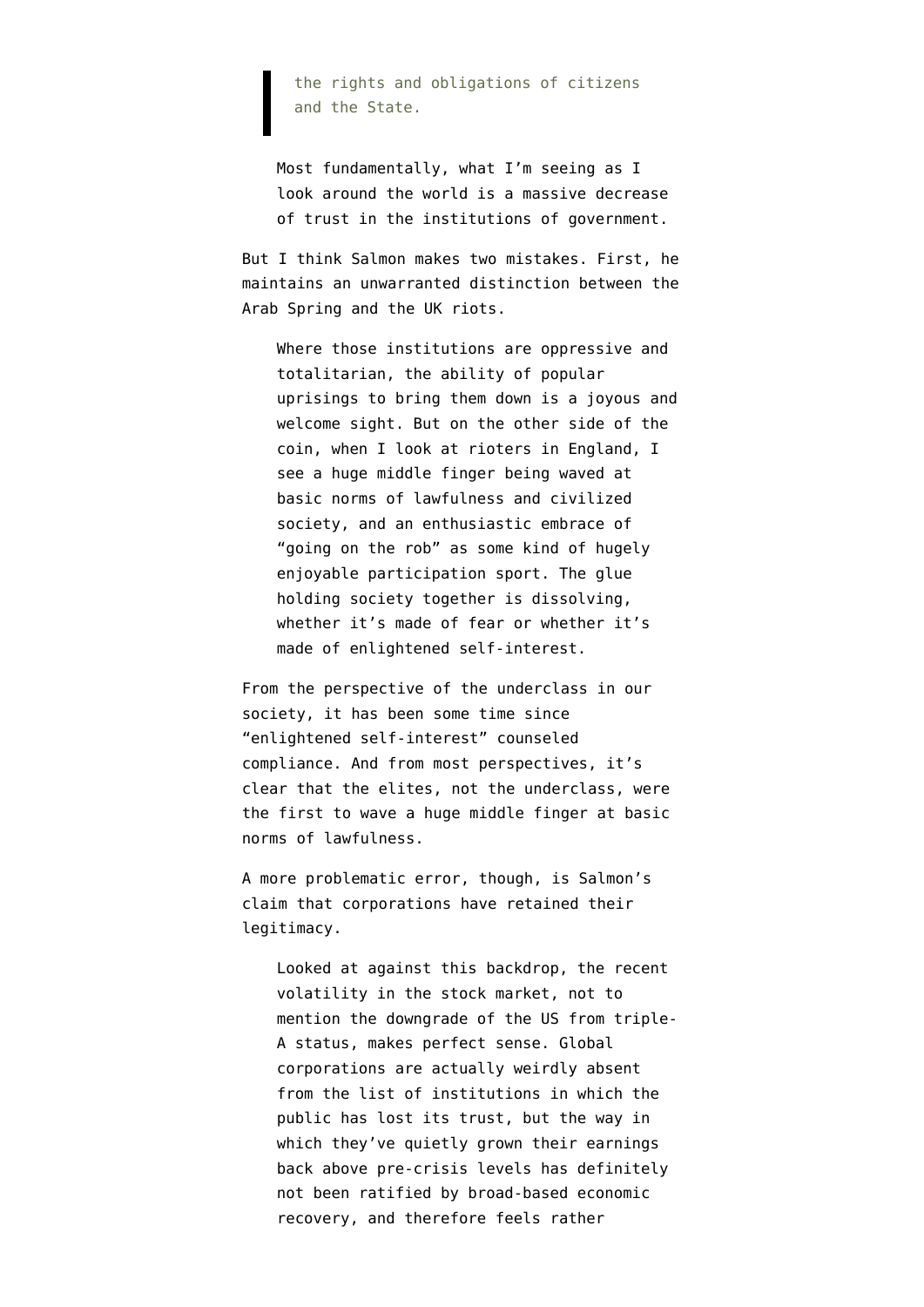> the rights and obligations of citizens and the State.

> Most fundamentally, what I'm seeing as I look around the world is a massive decrease of trust in the institutions of government.

But I think Salmon makes two mistakes. First, he maintains an unwarranted distinction between the Arab Spring and the UK riots.

> Where those institutions are oppressive and totalitarian, the ability of popular uprisings to bring them down is a joyous and welcome sight. But on the other side of the coin, when I look at rioters in England, I see a huge middle finger being waved at basic norms of lawfulness and civilized society, and an enthusiastic embrace of "going on the rob" as some kind of hugely enjoyable participation sport. The glue holding society together is dissolving, whether it's made of fear or whether it's made of enlightened self-interest.

From the perspective of the underclass in our society, it has been some time since "enlightened self-interest" counseled compliance. And from most perspectives, it's clear that the elites, not the underclass, were the first to wave a huge middle finger at basic norms of lawfulness.

A more problematic error, though, is Salmon's claim that corporations have retained their legitimacy.

> Looked at against this backdrop, the recent volatility in the stock market, not to mention the downgrade of the US from triple-A status, makes perfect sense. Global corporations are actually weirdly absent from the list of institutions in which the public has lost its trust, but the way in which they've quietly grown their earnings back above pre-crisis levels has definitely not been ratified by broad-based economic recovery, and therefore feels rather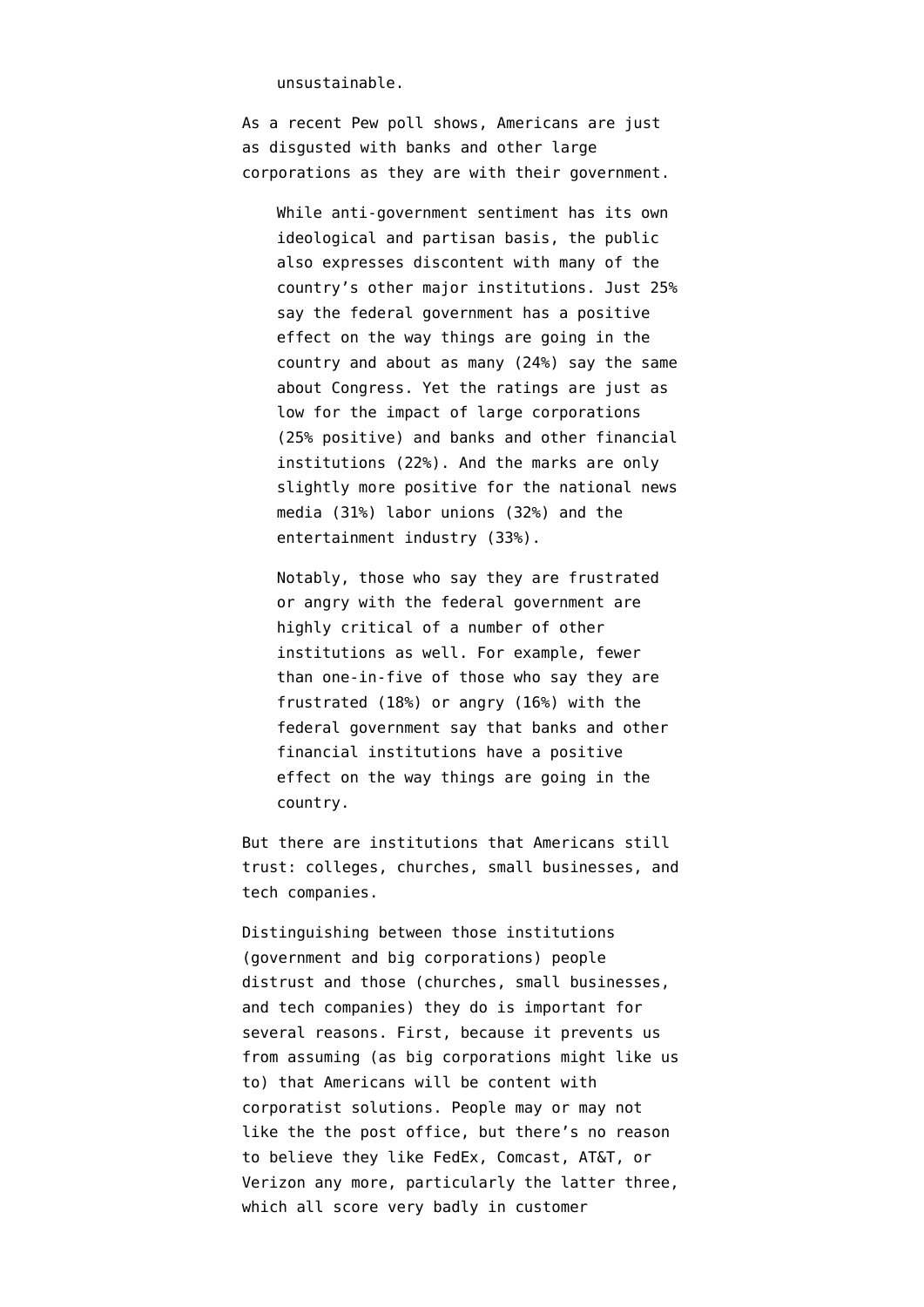> unsustainable.

As a recent Pew poll shows, Americans are just as disgusted with banks and other large corporations as they are with their government.

> While anti-government sentiment has its own ideological and partisan basis, the public also expresses discontent with many of the country's other major institutions. Just 25% say the federal government has a positive effect on the way things are going in the country and about as many (24%) say the same about Congress. Yet the ratings are just as low for the impact of large corporations (25% positive) and banks and other financial institutions (22%). And the marks are only slightly more positive for the national news media (31%) labor unions (32%) and the entertainment industry (33%).
>
> Notably, those who say they are frustrated or angry with the federal government are highly critical of a number of other institutions as well. For example, fewer than one-in-five of those who say they are frustrated (18%) or angry (16%) with the federal government say that banks and other financial institutions have a positive effect on the way things are going in the country.

But there are institutions that Americans still trust: colleges, churches, small businesses, and tech companies.

Distinguishing between those institutions (government and big corporations) people distrust and those (churches, small businesses, and tech companies) they do is important for several reasons. First, because it prevents us from assuming (as big corporations might like us to) that Americans will be content with corporatist solutions. People may or may not like the the post office, but there's no reason to believe they like FedEx, Comcast, AT&T, or Verizon any more, particularly the latter three, which all score very badly in customer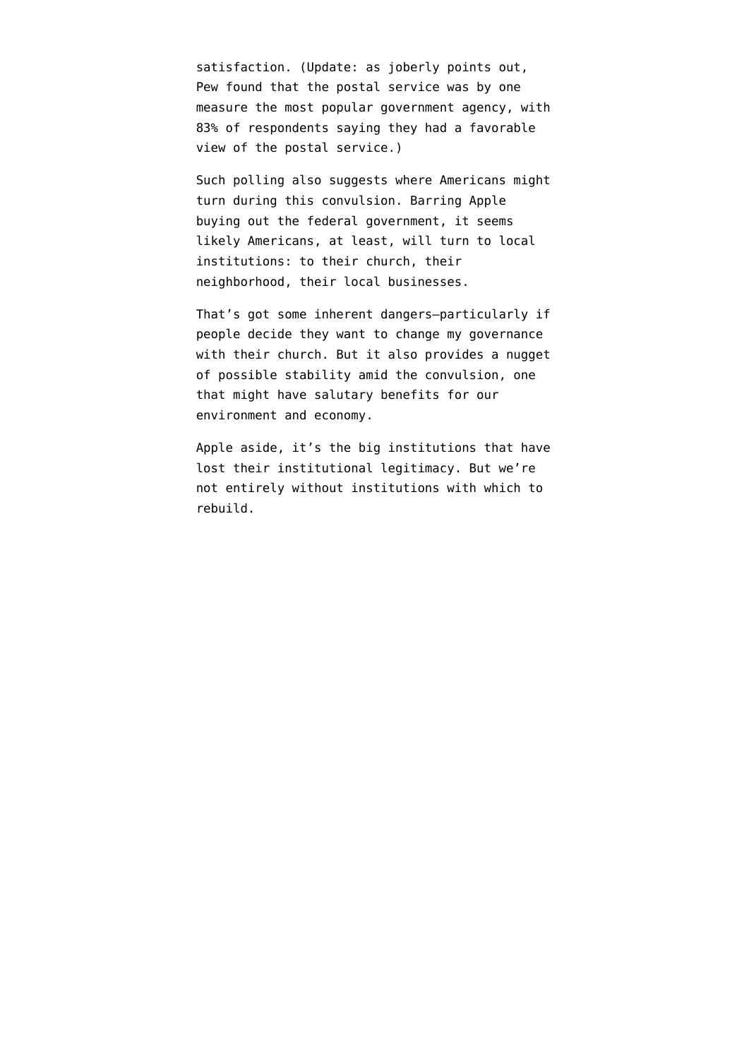satisfaction. (Update: as joberly points out, Pew found that the postal service was by one measure the most popular government agency, with 83% of respondents saying they had a favorable view of the postal service.)

Such polling also suggests where Americans might turn during this convulsion. Barring Apple buying out the federal government, it seems likely Americans, at least, will turn to local institutions: to their church, their neighborhood, their local businesses.

That's got some inherent dangers–particularly if people decide they want to change my governance with their church. But it also provides a nugget of possible stability amid the convulsion, one that might have salutary benefits for our environment and economy.

Apple aside, it's the big institutions that have lost their institutional legitimacy. But we're not entirely without institutions with which to rebuild.